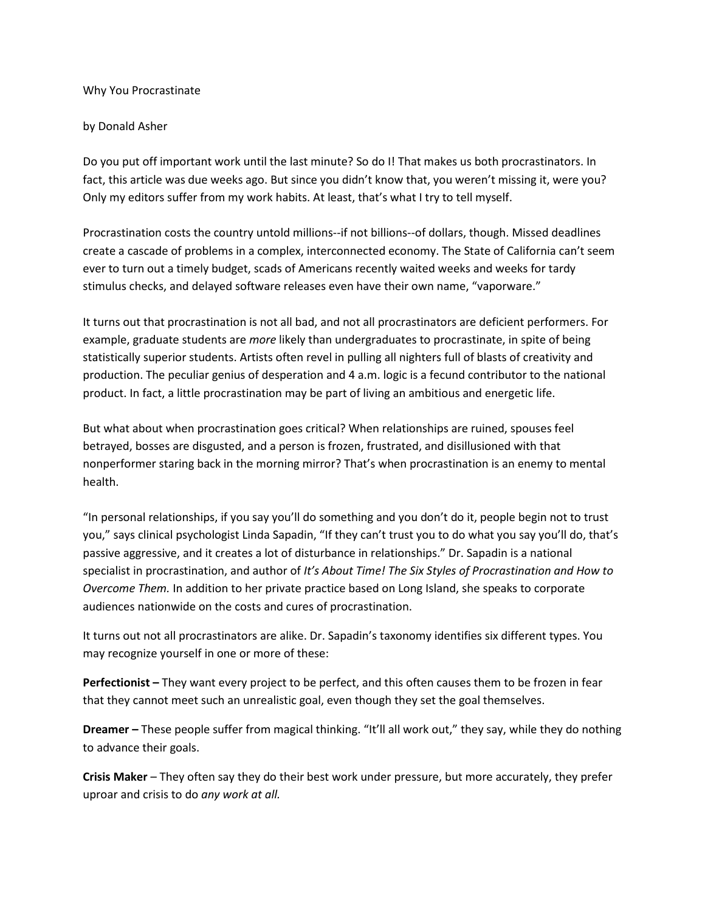# Why You Procrastinate

by Donald Asher

Do you put off important work until the last minute? So do I! That makes us both procrastinators. In fact, this article was due weeks ago. But since you didn't know that, you weren't missing it, were you? Only my editors suffer from my work habits. At least, that's what I try to tell myself.

Procrastination costs the country untold millions--if not billions--of dollars, though. Missed deadlines create a cascade of problems in a complex, interconnected economy. The State of California can't seem ever to turn out a timely budget, scads of Americans recently waited weeks and weeks for tardy stimulus checks, and delayed software releases even have their own name, "vaporware."

It turns out that procrastination is not all bad, and not all procrastinators are deficient performers. For example, graduate students are *more* likely than undergraduates to procrastinate, in spite of being statistically superior students. Artists often revel in pulling all nighters full of blasts of creativity and production. The peculiar genius of desperation and 4 a.m. logic is a fecund contributor to the national product. In fact, a little procrastination may be part of living an ambitious and energetic life.

But what about when procrastination goes critical? When relationships are ruined, spouses feel betrayed, bosses are disgusted, and a person is frozen, frustrated, and disillusioned with that nonperformer staring back in the morning mirror? That's when procrastination is an enemy to mental health.

"In personal relationships, if you say you'll do something and you don't do it, people begin not to trust you," says clinical psychologist Linda Sapadin, "If they can't trust you to do what you say you'll do, that's passive aggressive, and it creates a lot of disturbance in relationships." Dr. Sapadin is a national specialist in procrastination, and author of *It's About Time! The Six Styles of Procrastination and How to Overcome Them.* In addition to her private practice based on Long Island, she speaks to corporate audiences nationwide on the costs and cures of procrastination.

It turns out not all procrastinators are alike. Dr. Sapadin's taxonomy identifies six different types. You may recognize yourself in one or more of these:

**Perfectionist –** They want every project to be perfect, and this often causes them to be frozen in fear that they cannot meet such an unrealistic goal, even though they set the goal themselves.

**Dreamer –** These people suffer from magical thinking. "It'll all work out," they say, while they do nothing to advance their goals.

**Crisis Maker** – They often say they do their best work under pressure, but more accurately, they prefer uproar and crisis to do *any work at all.*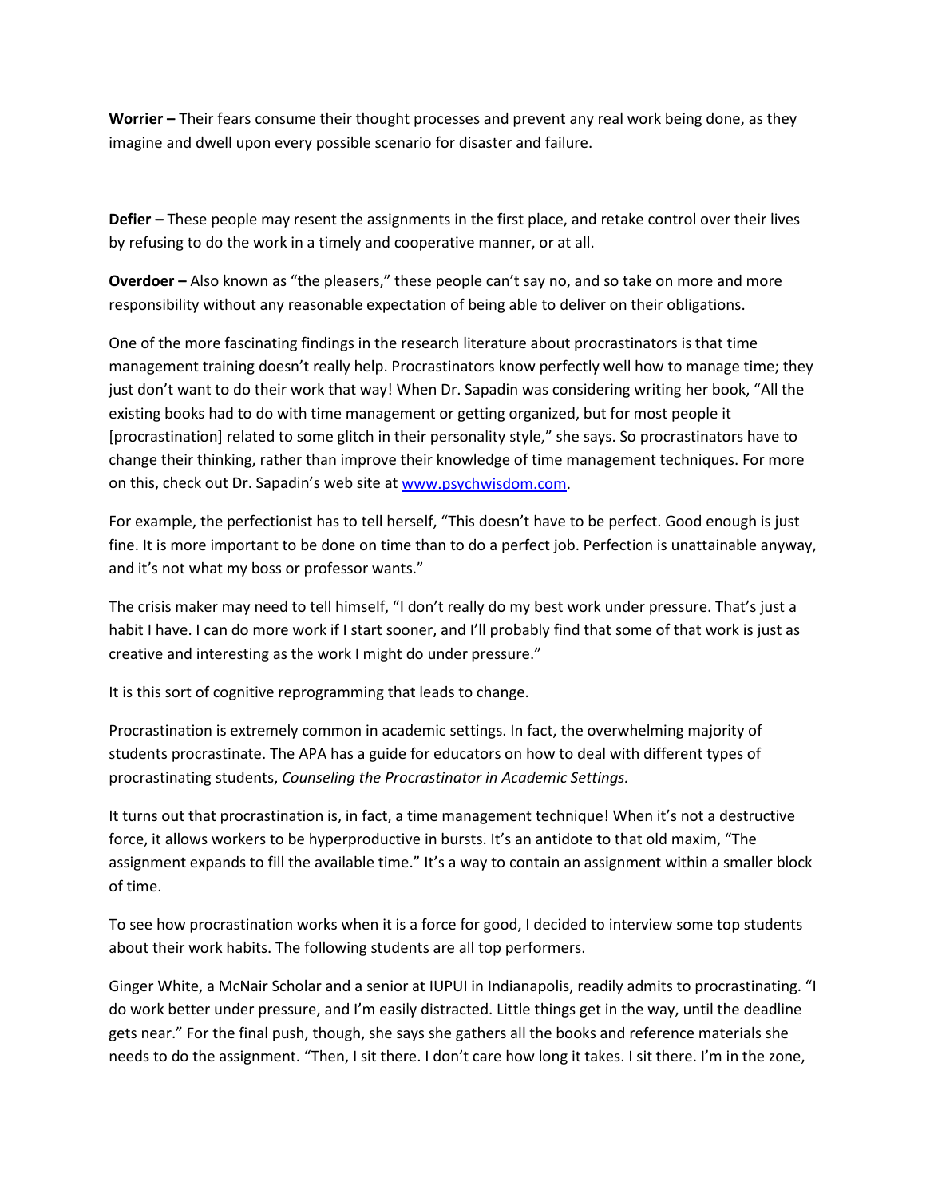**Worrier –** Their fears consume their thought processes and prevent any real work being done, as they imagine and dwell upon every possible scenario for disaster and failure.

**Defier –** These people may resent the assignments in the first place, and retake control over their lives by refusing to do the work in a timely and cooperative manner, or at all.

**Overdoer –** Also known as "the pleasers," these people can't say no, and so take on more and more responsibility without any reasonable expectation of being able to deliver on their obligations.

One of the more fascinating findings in the research literature about procrastinators is that time management training doesn't really help. Procrastinators know perfectly well how to manage time; they just don't want to do their work that way! When Dr. Sapadin was considering writing her book, "All the existing books had to do with time management or getting organized, but for most people it [procrastination] related to some glitch in their personality style," she says. So procrastinators have to change their thinking, rather than improve their knowledge of time management techniques. For more on this, check out Dr. Sapadin's web site at [www.psychwisdom.com](http://www.psychwisdom.com).

For example, the perfectionist has to tell herself, "This doesn't have to be perfect. Good enough is just fine. It is more important to be done on time than to do a perfect job. Perfection is unattainable anyway, and it's not what my boss or professor wants."

The crisis maker may need to tell himself, "I don't really do my best work under pressure. That's just a habit I have. I can do more work if I start sooner, and I'll probably find that some of that work is just as creative and interesting as the work I might do under pressure."

It is this sort of cognitive reprogramming that leads to change.

Procrastination is extremely common in academic settings. In fact, the overwhelming majority of students procrastinate. The APA has a guide for educators on how to deal with different types of procrastinating students, *Counseling the Procrastinator in Academic Settings.*

It turns out that procrastination is, in fact, a time management technique! When it's not a destructive force, it allows workers to be hyperproductive in bursts. It's an antidote to that old maxim, "The assignment expands to fill the available time." It's a way to contain an assignment within a smaller block of time.

To see how procrastination works when it is a force for good, I decided to interview some top students about their work habits. The following students are all top performers.

Ginger White, a McNair Scholar and a senior at IUPUI in Indianapolis, readily admits to procrastinating. "I do work better under pressure, and I'm easily distracted. Little things get in the way, until the deadline gets near." For the final push, though, she says she gathers all the books and reference materials she needs to do the assignment. "Then, I sit there. I don't care how long it takes. I sit there. I'm in the zone,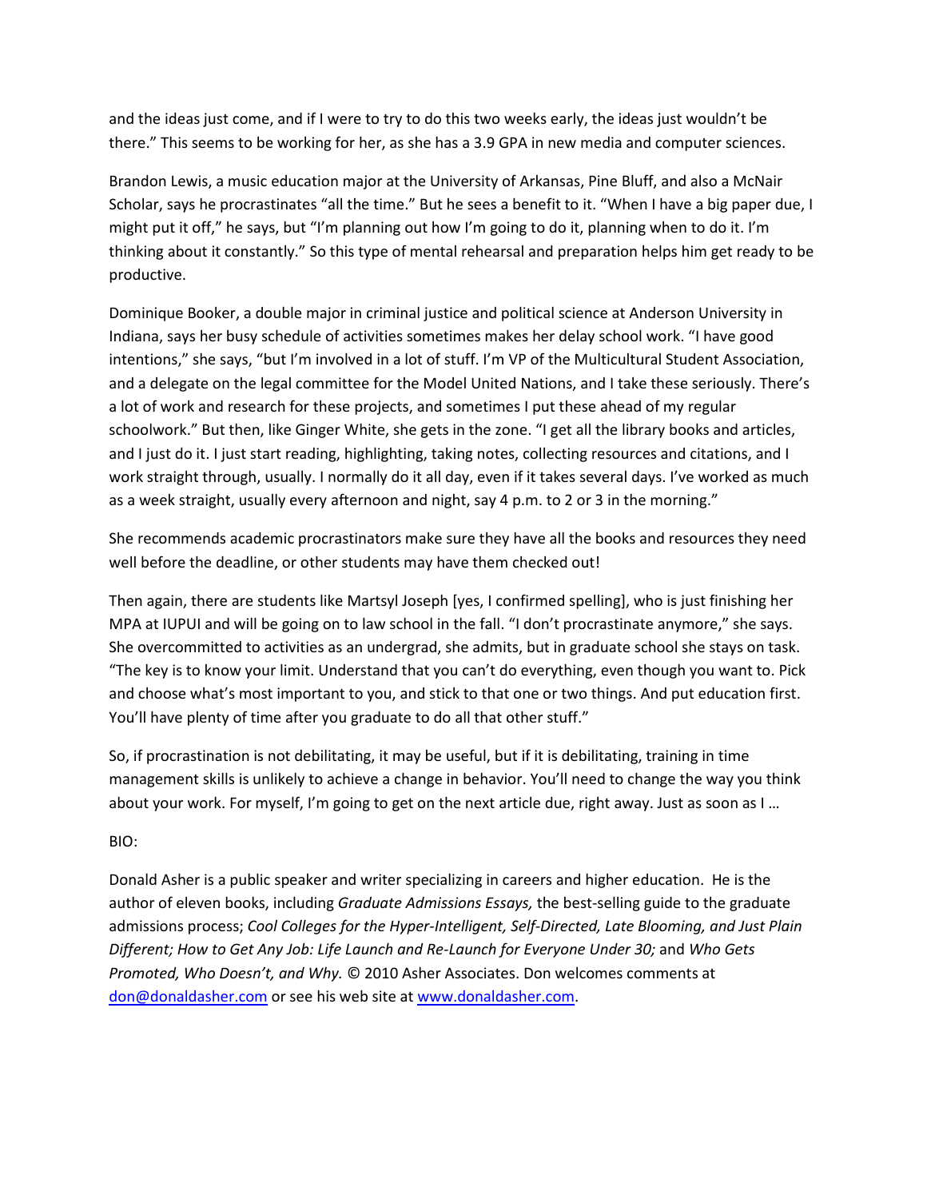and the ideas just come, and if I were to try to do this two weeks early, the ideas just wouldn't be there." This seems to be working for her, as she has a 3.9 GPA in new media and computer sciences.

Brandon Lewis, a music education major at the University of Arkansas, Pine Bluff, and also a McNair Scholar, says he procrastinates "all the time." But he sees a benefit to it. "When I have a big paper due, I might put it off," he says, but "I'm planning out how I'm going to do it, planning when to do it. I'm thinking about it constantly." So this type of mental rehearsal and preparation helps him get ready to be productive.

Dominique Booker, a double major in criminal justice and political science at Anderson University in Indiana, says her busy schedule of activities sometimes makes her delay school work. "I have good intentions," she says, "but I'm involved in a lot of stuff. I'm VP of the Multicultural Student Association, and a delegate on the legal committee for the Model United Nations, and I take these seriously. There's a lot of work and research for these projects, and sometimes I put these ahead of my regular schoolwork." But then, like Ginger White, she gets in the zone. "I get all the library books and articles, and I just do it. I just start reading, highlighting, taking notes, collecting resources and citations, and I work straight through, usually. I normally do it all day, even if it takes several days. I've worked as much as a week straight, usually every afternoon and night, say 4 p.m. to 2 or 3 in the morning."

She recommends academic procrastinators make sure they have all the books and resources they need well before the deadline, or other students may have them checked out!

Then again, there are students like Martsyl Joseph [yes, I confirmed spelling], who is just finishing her MPA at IUPUI and will be going on to law school in the fall. "I don't procrastinate anymore," she says. She overcommitted to activities as an undergrad, she admits, but in graduate school she stays on task. "The key is to know your limit. Understand that you can't do everything, even though you want to. Pick and choose what's most important to you, and stick to that one or two things. And put education first. You'll have plenty of time after you graduate to do all that other stuff."

So, if procrastination is not debilitating, it may be useful, but if it is debilitating, training in time management skills is unlikely to achieve a change in behavior. You'll need to change the way you think about your work. For myself, I'm going to get on the next article due, right away. Just as soon as I …

BIO:

Donald Asher is a public speaker and writer specializing in careers and higher education. He is the author of eleven books, including *Graduate Admissions Essays,* the best-selling guide to the graduate admissions process; *Cool Colleges for the Hyper-Intelligent, Self-Directed, Late Blooming, and Just Plain Different; How to Get Any Job: Life Launch and Re-Launch for Everyone Under 30;* and *Who Gets Promoted, Who Doesn't, and Why.* © 2010 Asher Associates. Don welcomes comments at don@donaldasher.com or see his web site at www.donaldasher.com.